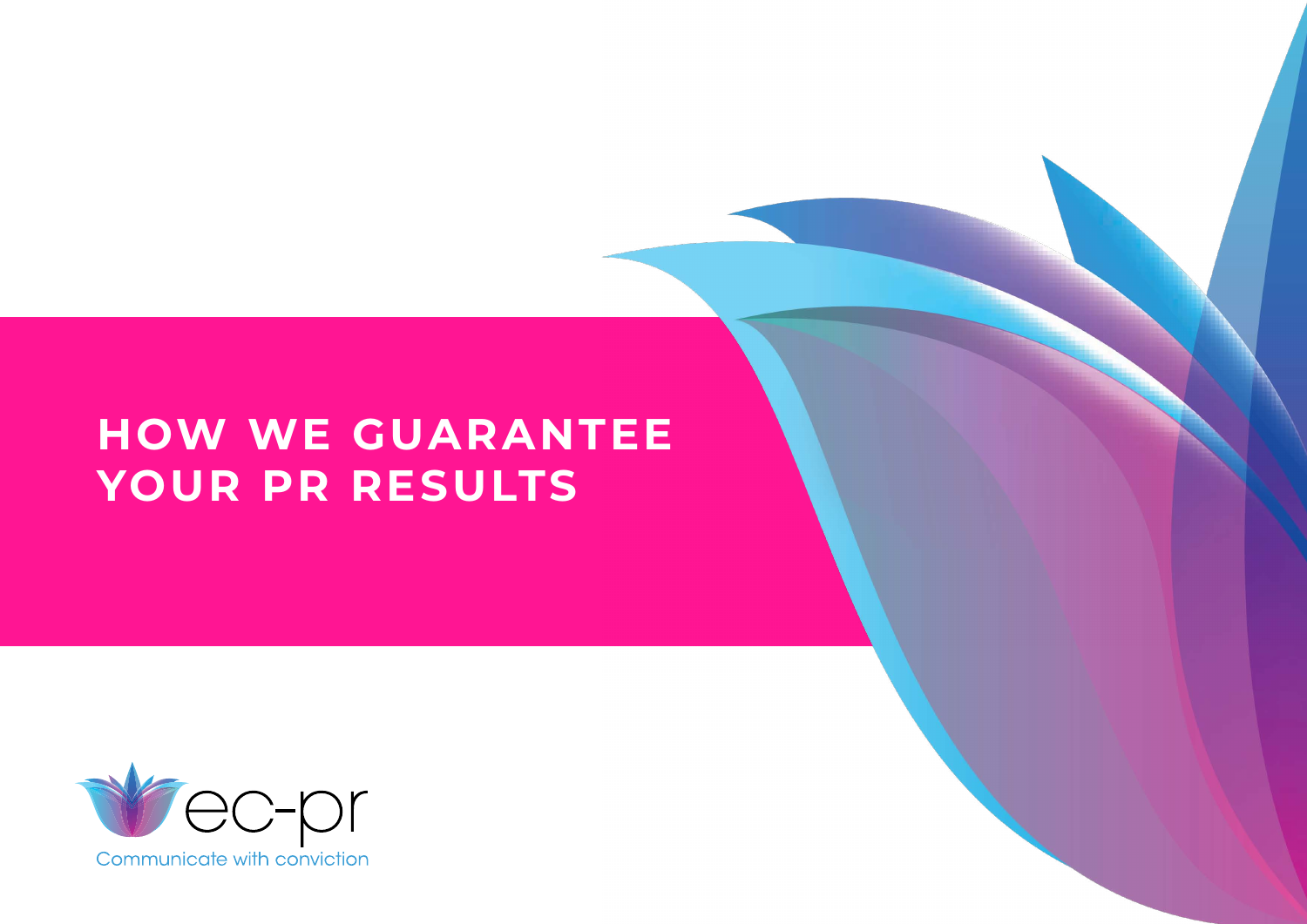# HOW WE GUARANTEE YOUR PR RESULTS

ec-pr

Communicate with conviction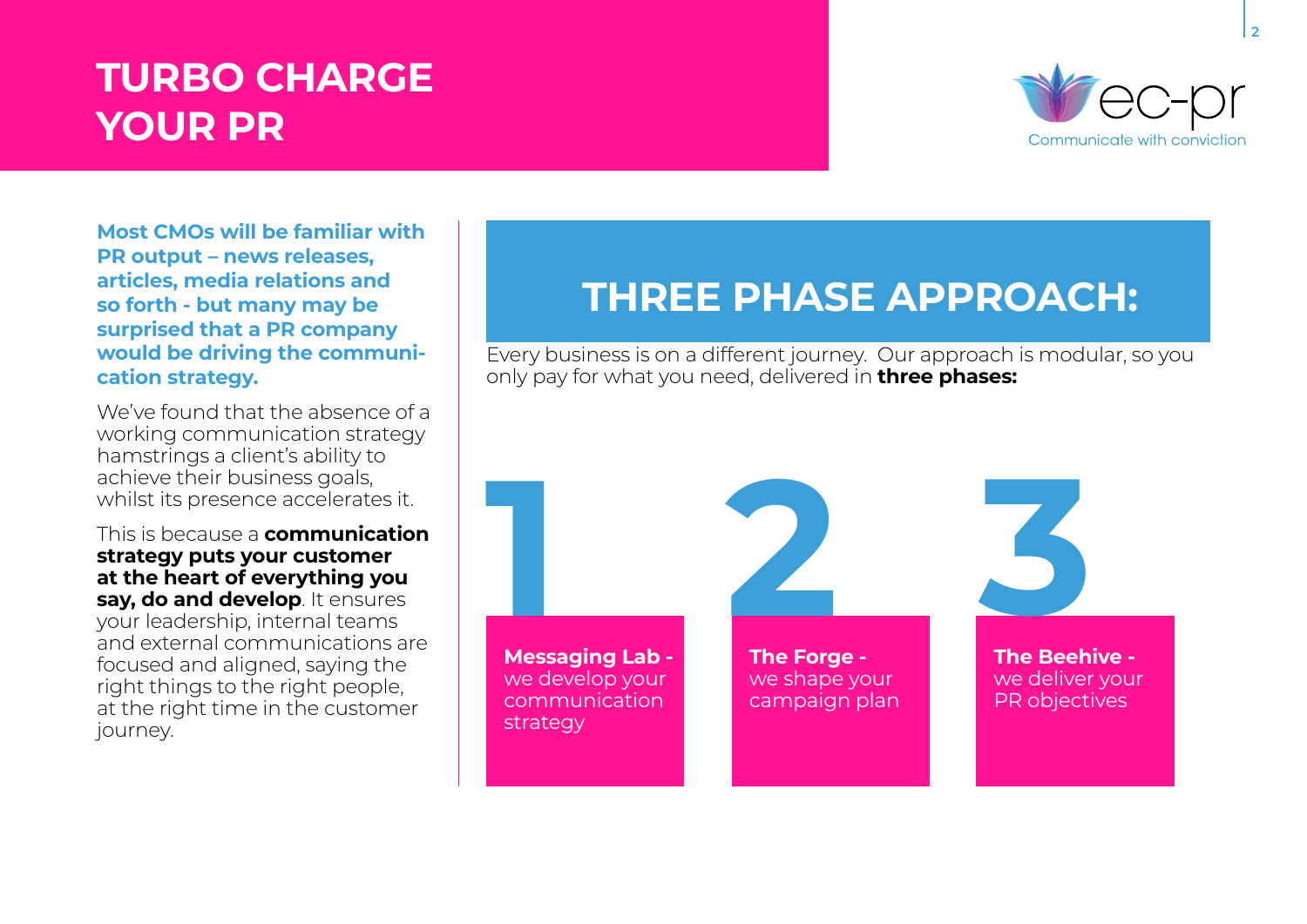# TURBO CHARGE YOUR PR

ec-pr

Communicate with conviction

**Most CMOs will be familiar with PR output – news releases, articles, media relations and so forth - but many may be surprised that a PR company would be driving the communication strategy.**

We've found that the absence of a working communication strategy hamstrings a client's ability to achieve their business goals, whilst its presence accelerates it.

This is because a **communication strategy puts your customer at the heart of everything you say, do and develop**. It ensures your leadership, internal teams and external communications are focused and aligned, saying the right things to the right people, at the right time in the customer journey.

## THREE PHASE APPROACH:

Every business is on a different journey. Our approach is modular, so you only pay for what you need, delivered in **three phases:**

**1**

**Messaging Lab -** we develop your communication strategy

**2**

**The Forge -** we shape your campaign plan

**3**

**The Beehive -** we deliver your PR objectives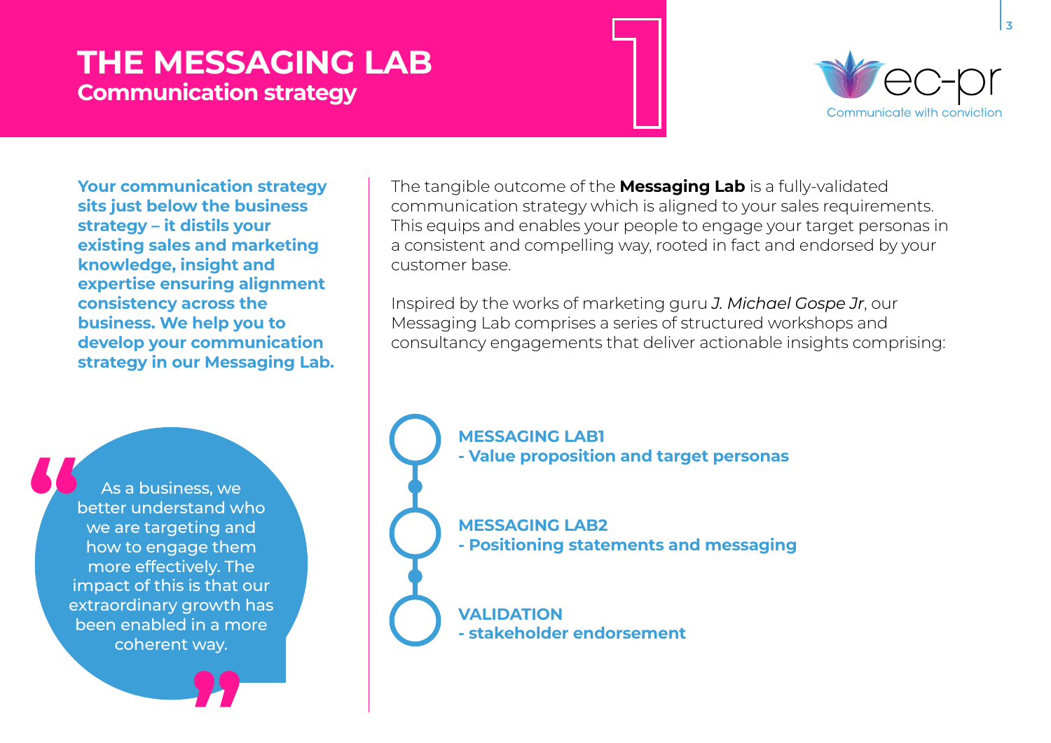# THE MESSAGING LAB

## Communication strategy

ec-pr

Communicate with conviction

**Your communication strategy sits just below the business strategy – it distils your existing sales and marketing knowledge, insight and expertise ensuring alignment consistency across the business. We help you to develop your communication strategy in our Messaging Lab.**

"As a business, we better understand who we are targeting and how to engage them more effectively. The impact of this is that our extraordinary growth has been enabled in a more coherent way."

The tangible outcome of the **Messaging Lab** is a fully-validated communication strategy which is aligned to your sales requirements. This equips and enables your people to engage your target personas in a consistent and compelling way, rooted in fact and endorsed by your customer base.

Inspired by the works of marketing guru *J. Michael Gospe Jr*, our Messaging Lab comprises a series of structured workshops and consultancy engagements that deliver actionable insights comprising:

**MESSAGING LAB1**
**- Value proposition and target personas**

**MESSAGING LAB2**
**- Positioning statements and messaging**

**VALIDATION**
**- stakeholder endorsement**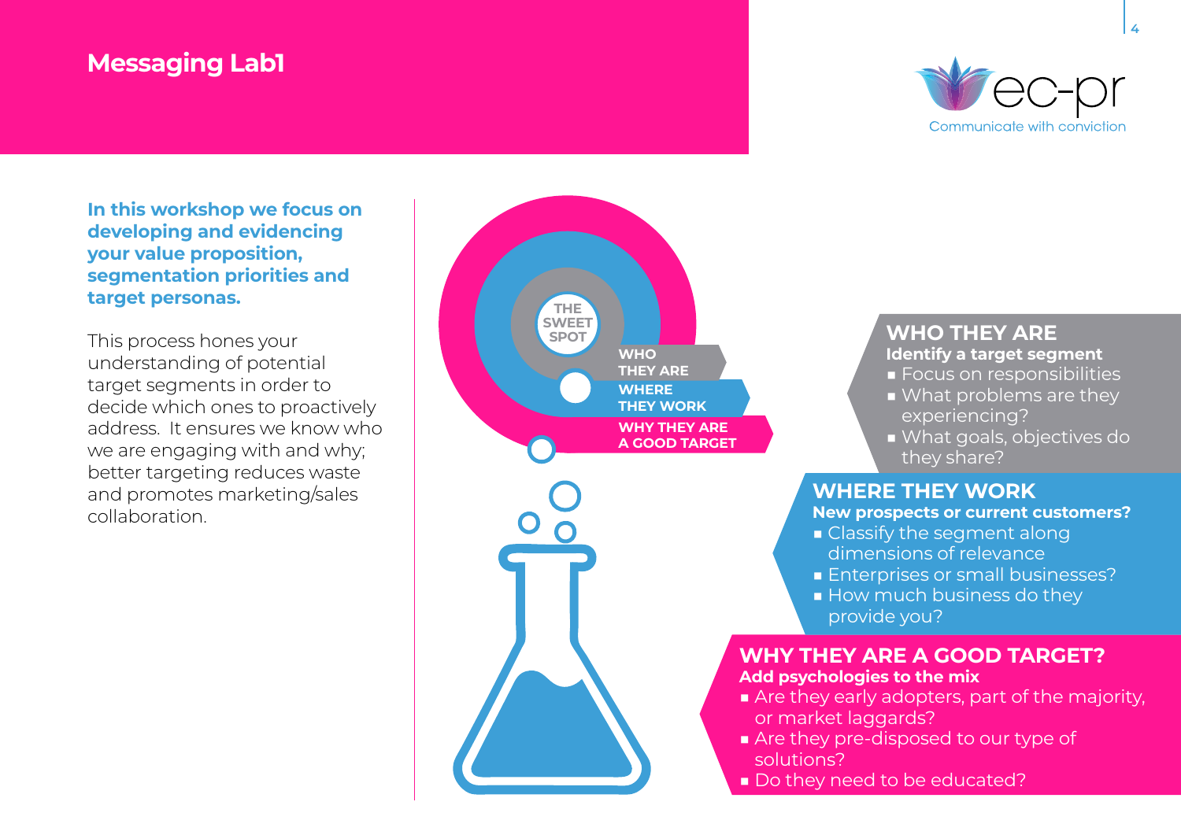# Messaging Lab1

**In this workshop we focus on developing and evidencing your value proposition, segmentation priorities and target personas.**

This process hones your understanding of potential target segments in order to decide which ones to proactively address. It ensures we know who we are engaging with and why; better targeting reduces waste and promotes marketing/sales collaboration.

THE SWEET SPOT

- WHO THEY ARE
- WHERE THEY WORK
- WHY THEY ARE A GOOD TARGET

## WHO THEY ARE

**Identify a target segment**

- Focus on responsibilities
- What problems are they experiencing?
- What goals, objectives do they share?

## WHERE THEY WORK

**New prospects or current customers?**

- Classify the segment along dimensions of relevance
- Enterprises or small businesses?
- How much business do they provide you?

## WHY THEY ARE A GOOD TARGET?

**Add psychologies to the mix**

- Are they early adopters, part of the majority, or market laggards?
- Are they pre-disposed to our type of solutions?
- Do they need to be educated?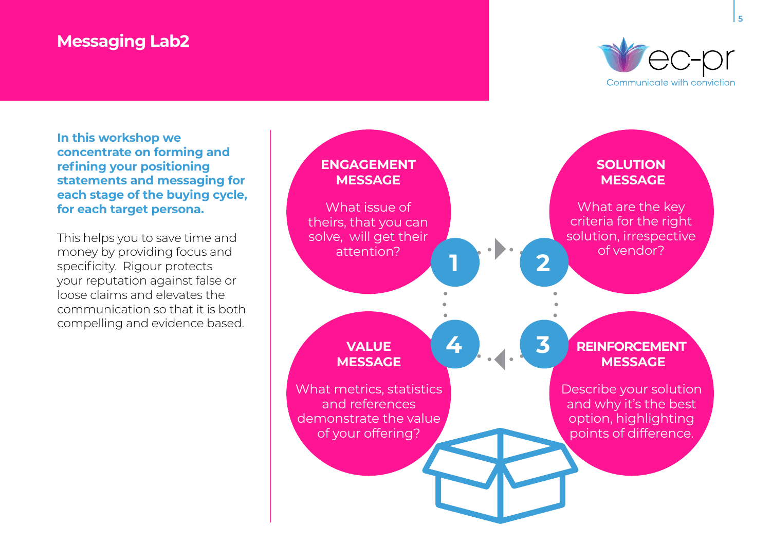# Messaging Lab2

**In this workshop we concentrate on forming and refining your positioning statements and messaging for each stage of the buying cycle, for each target persona.**

This helps you to save time and money by providing focus and specificity. Rigour protects your reputation against false or loose claims and elevates the communication so that it is both compelling and evidence based.

**1 — ENGAGEMENT MESSAGE**

What issue of theirs, that you can solve, will get their attention?

**2 — SOLUTION MESSAGE**

What are the key criteria for the right solution, irrespective of vendor?

**3 — REINFORCEMENT MESSAGE**

Describe your solution and why it's the best option, highlighting points of difference.

**4 — VALUE MESSAGE**

What metrics, statistics and references demonstrate the value of your offering?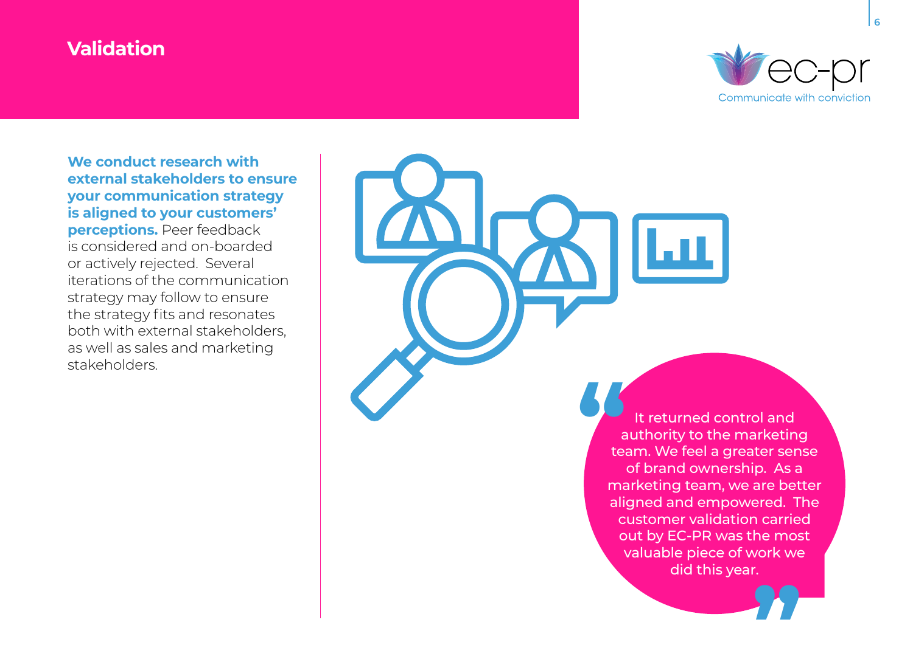# Validation

**We conduct research with external stakeholders to ensure your communication strategy is aligned to your customers' perceptions.** Peer feedback is considered and on-boarded or actively rejected. Several iterations of the communication strategy may follow to ensure the strategy fits and resonates both with external stakeholders, as well as sales and marketing stakeholders.

> "It returned control and authority to the marketing team. We feel a greater sense of brand ownership. As a marketing team, we are better aligned and empowered. The customer validation carried out by EC-PR was the most valuable piece of work we did this year."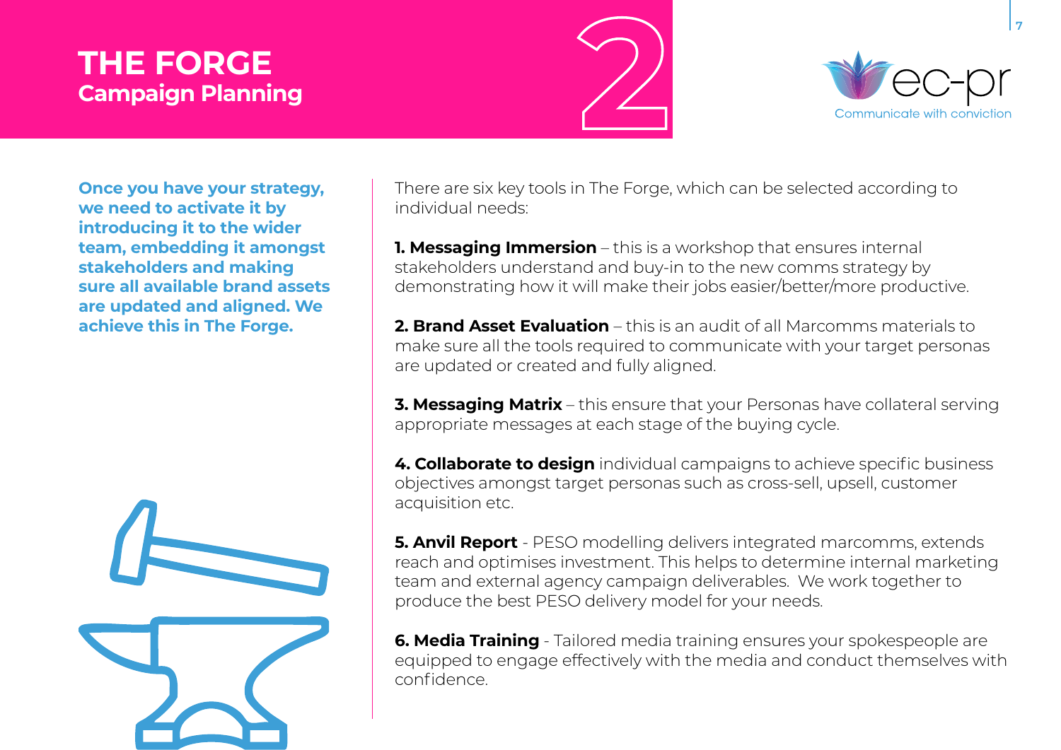# THE FORGE

## Campaign Planning

**Once you have your strategy, we need to activate it by introducing it to the wider team, embedding it amongst stakeholders and making sure all available brand assets are updated and aligned. We achieve this in The Forge.**

There are six key tools in The Forge, which can be selected according to individual needs:

**1. Messaging Immersion** – this is a workshop that ensures internal stakeholders understand and buy-in to the new comms strategy by demonstrating how it will make their jobs easier/better/more productive.

**2. Brand Asset Evaluation** – this is an audit of all Marcomms materials to make sure all the tools required to communicate with your target personas are updated or created and fully aligned.

**3. Messaging Matrix** – this ensure that your Personas have collateral serving appropriate messages at each stage of the buying cycle.

**4. Collaborate to design** individual campaigns to achieve specific business objectives amongst target personas such as cross-sell, upsell, customer acquisition etc.

**5. Anvil Report** - PESO modelling delivers integrated marcomms, extends reach and optimises investment. This helps to determine internal marketing team and external agency campaign deliverables. We work together to produce the best PESO delivery model for your needs.

**6. Media Training** - Tailored media training ensures your spokespeople are equipped to engage effectively with the media and conduct themselves with confidence.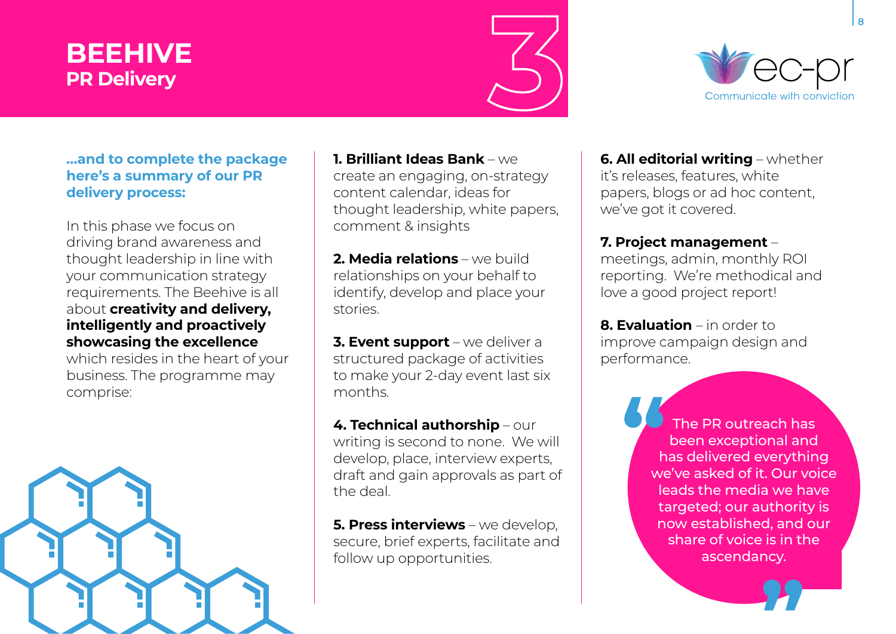# BEEHIVE
## PR Delivery

3

ec-pr
Communicate with conviction

**...and to complete the package here's a summary of our PR delivery process:**

In this phase we focus on driving brand awareness and thought leadership in line with your communication strategy requirements. The Beehive is all about **creativity and delivery, intelligently and proactively showcasing the excellence** which resides in the heart of your business. The programme may comprise:

**1. Brilliant Ideas Bank** – we create an engaging, on-strategy content calendar, ideas for thought leadership, white papers, comment & insights

**2. Media relations** – we build relationships on your behalf to identify, develop and place your stories.

**3. Event support** – we deliver a structured package of activities to make your 2-day event last six months.

**4. Technical authorship** – our writing is second to none. We will develop, place, interview experts, draft and gain approvals as part of the deal.

**5. Press interviews** – we develop, secure, brief experts, facilitate and follow up opportunities.

**6. All editorial writing** – whether it's releases, features, white papers, blogs or ad hoc content, we've got it covered.

**7. Project management** – meetings, admin, monthly ROI reporting. We're methodical and love a good project report!

**8. Evaluation** – in order to improve campaign design and performance.

> "The PR outreach has been exceptional and has delivered everything we've asked of it. Our voice leads the media we have targeted; our authority is now established, and our share of voice is in the ascendancy."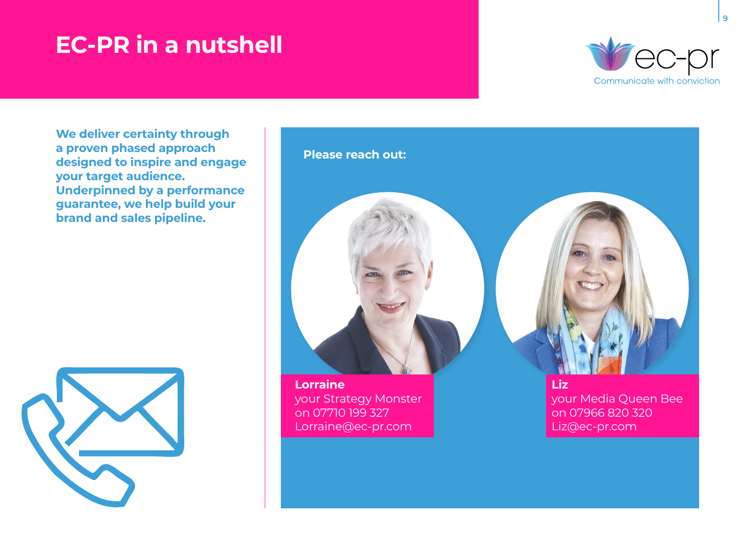# EC-PR in a nutshell

ec-pr
Communicate with conviction

**We deliver certainty through a proven phased approach designed to inspire and engage your target audience. Underpinned by a performance guarantee, we help build your brand and sales pipeline.**

**Please reach out:**

**Lorraine**
your Strategy Monster
on 07710 199 327
Lorraine@ec-pr.com

**Liz**
your Media Queen Bee
on 07966 820 320
Liz@ec-pr.com